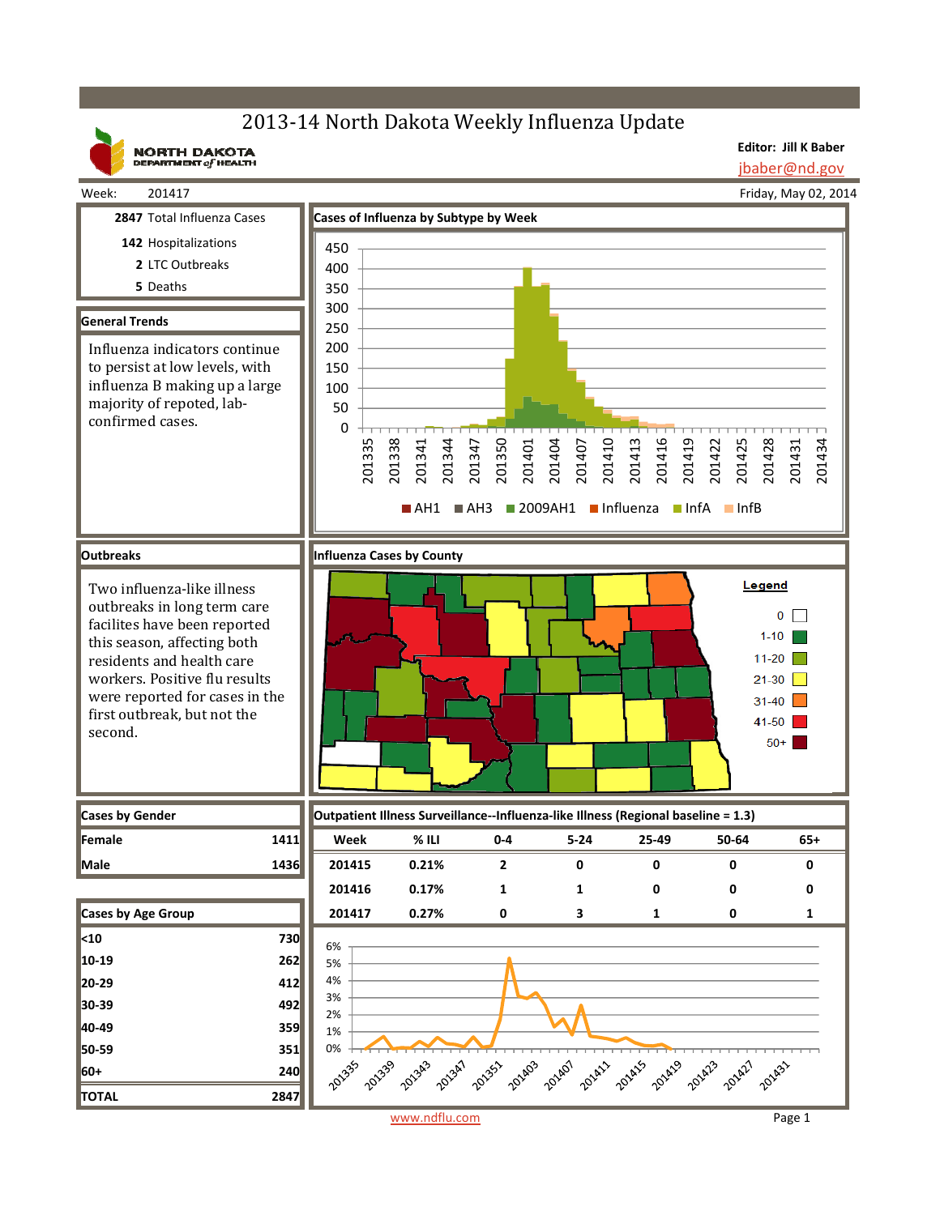# 2013-14 North Dakota Weekly Influenza Update

NORTH DAKOTA DEPARTMENT of HEALTH

**Editor: Jill K Baber**
jbaber@nd.gov

Week: 201417

Friday, May 02, 2014

**2847** Total Influenza Cases

**142** Hospitalizations

**2** LTC Outbreaks

**5** Deaths

## General Trends

Influenza indicators continue to persist at low levels, with influenza B making up a large majority of repoted, lab-confirmed cases.

## Cases of Influenza by Subtype by Week

AH1 | AH3 | 2009AH1 | Influenza | InfA | InfB

## Outbreaks

Two influenza-like illness outbreaks in long term care facilites have been reported this season, affecting both residents and health care workers. Positive flu results were reported for cases in the first outbreak, but not the second.

## Influenza Cases by County

Legend: 0 | 1-10 | 11-20 | 21-30 | 31-40 | 41-50 | 50+

## Cases by Gender

| | |
|---|---|
| Female | 1411 |
| Male | 1436 |

## Cases by Age Group

| | |
|---|---|
| <10 | 730 |
| 10-19 | 262 |
| 20-29 | 412 |
| 30-39 | 492 |
| 40-49 | 359 |
| 50-59 | 351 |
| 60+ | 240 |
| **TOTAL** | **2847** |

## Outpatient Illness Surveillance--Influenza-like Illness (Regional baseline = 1.3)

| Week | % ILI | 0-4 | 5-24 | 25-49 | 50-64 | 65+ |
|---|---|---|---|---|---|---|
| 201415 | 0.21% | 2 | 0 | 0 | 0 | 0 |
| 201416 | 0.17% | 1 | 1 | 0 | 0 | 0 |
| 201417 | 0.27% | 0 | 3 | 1 | 0 | 1 |

www.ndflu.com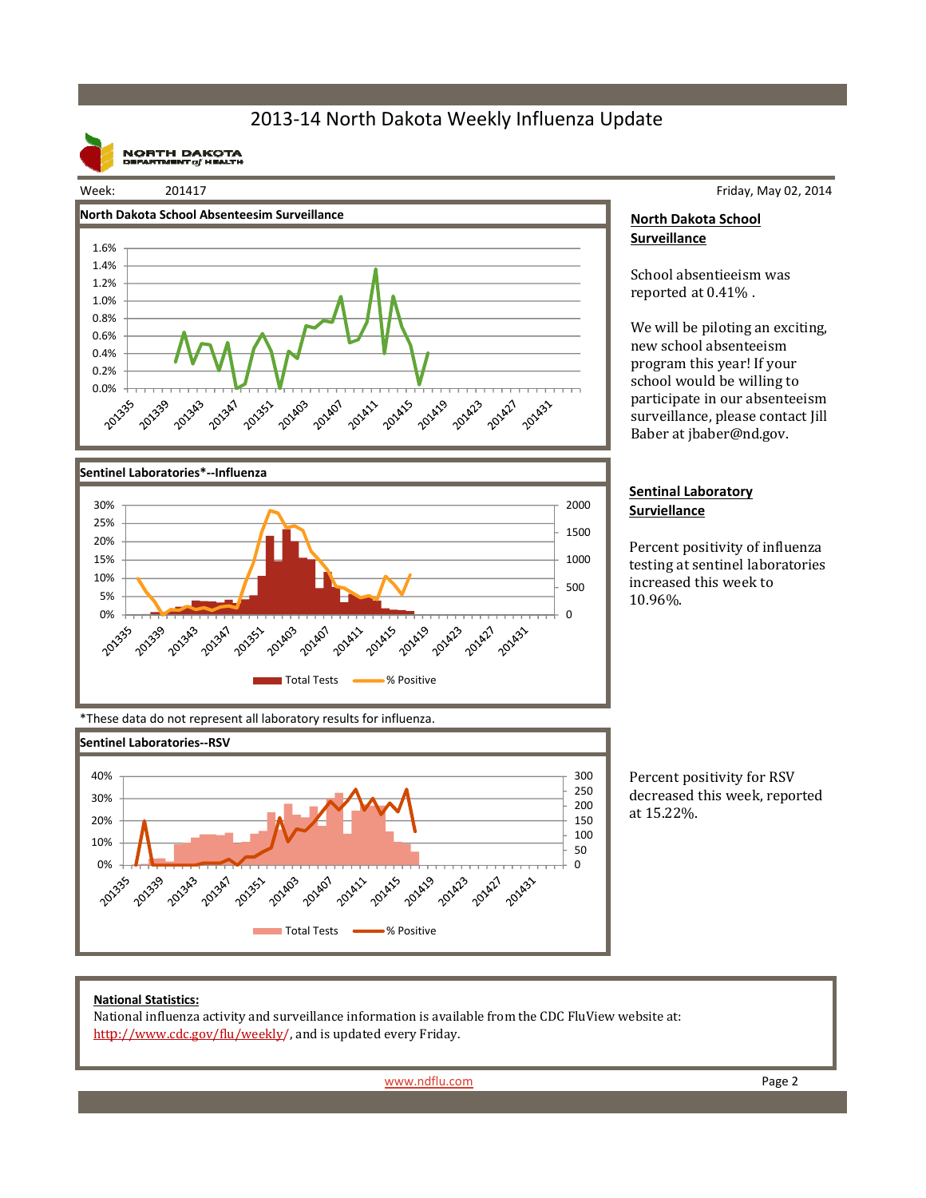# 2013-14 North Dakota Weekly Influenza Update

NORTH DAKOTA DEPARTMENT *of* HEALTH

Week: 201417

Friday, May 02, 2014

**North Dakota School Absenteesim Surveillance**

1.6%
1.4%
1.2%
1.0%
0.8%
0.6%
0.4%
0.2%
0.0%

201335 201339 201343 201347 201351 201403 201407 201411 201415 201419 201423 201427 201431

**North Dakota School Surveillance**

School absentieeism was reported at 0.41% .

We will be piloting an exciting, new school absenteeism program this year! If your school would be willing to participate in our absenteeism surveillance, please contact Jill Baber at jbaber@nd.gov.

**Sentinel Laboratories*--Influenza**

30%
25%
20%
15%
10%
5%
0%

2000
1500
1000
500
0

201335 201339 201343 201347 201351 201403 201407 201411 201415 201419 201423 201427 201431

Total Tests
% Positive

*These data do not represent all laboratory results for influenza.

**Sentinal Laboratory Surviellance**

Percent positivity of influenza testing at sentinel laboratories increased this week to 10.96%.

**Sentinel Laboratories--RSV**

40%
30%
20%
10%
0%

300
250
200
150
100
50
0

201335 201339 201343 201347 201351 201403 201407 201411 201415 201419 201423 201427 201431

Total Tests
% Positive

Percent positivity for RSV decreased this week, reported at 15.22%.

**National Statistics:**

National influenza activity and surveillance information is available from the CDC FluView website at: http://www.cdc.gov/flu/weekly/, and is updated every Friday.

www.ndflu.com